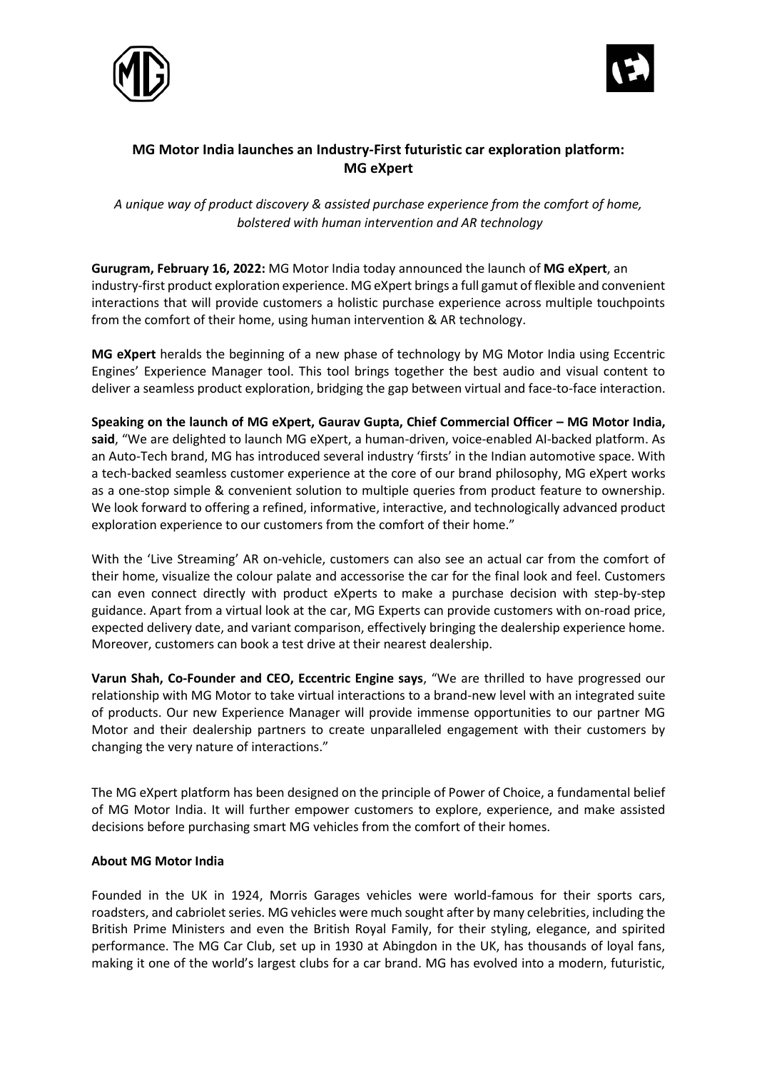# MG Motor India launches an Industry-First futuristic car exploration platform: MG eXpert

*A unique way of product discovery & assisted purchase experience from the comfort of home, bolstered with human intervention and AR technology*

**Gurugram, February 16, 2022:** MG Motor India today announced the launch of **MG eXpert**, an industry-first product exploration experience. MG eXpert brings a full gamut of flexible and convenient interactions that will provide customers a holistic purchase experience across multiple touchpoints from the comfort of their home, using human intervention & AR technology.

**MG eXpert** heralds the beginning of a new phase of technology by MG Motor India using Eccentric Engines' Experience Manager tool. This tool brings together the best audio and visual content to deliver a seamless product exploration, bridging the gap between virtual and face-to-face interaction.

**Speaking on the launch of MG eXpert, Gaurav Gupta, Chief Commercial Officer – MG Motor India, said**, "We are delighted to launch MG eXpert, a human-driven, voice-enabled AI-backed platform. As an Auto-Tech brand, MG has introduced several industry 'firsts' in the Indian automotive space. With a tech-backed seamless customer experience at the core of our brand philosophy, MG eXpert works as a one-stop simple & convenient solution to multiple queries from product feature to ownership. We look forward to offering a refined, informative, interactive, and technologically advanced product exploration experience to our customers from the comfort of their home."

With the 'Live Streaming' AR on-vehicle, customers can also see an actual car from the comfort of their home, visualize the colour palate and accessorise the car for the final look and feel. Customers can even connect directly with product eXperts to make a purchase decision with step-by-step guidance. Apart from a virtual look at the car, MG Experts can provide customers with on-road price, expected delivery date, and variant comparison, effectively bringing the dealership experience home. Moreover, customers can book a test drive at their nearest dealership.

**Varun Shah, Co-Founder and CEO, Eccentric Engine says**, "We are thrilled to have progressed our relationship with MG Motor to take virtual interactions to a brand-new level with an integrated suite of products. Our new Experience Manager will provide immense opportunities to our partner MG Motor and their dealership partners to create unparalleled engagement with their customers by changing the very nature of interactions."

The MG eXpert platform has been designed on the principle of Power of Choice, a fundamental belief of MG Motor India. It will further empower customers to explore, experience, and make assisted decisions before purchasing smart MG vehicles from the comfort of their homes.

**About MG Motor India**

Founded in the UK in 1924, Morris Garages vehicles were world-famous for their sports cars, roadsters, and cabriolet series. MG vehicles were much sought after by many celebrities, including the British Prime Ministers and even the British Royal Family, for their styling, elegance, and spirited performance. The MG Car Club, set up in 1930 at Abingdon in the UK, has thousands of loyal fans, making it one of the world's largest clubs for a car brand. MG has evolved into a modern, futuristic,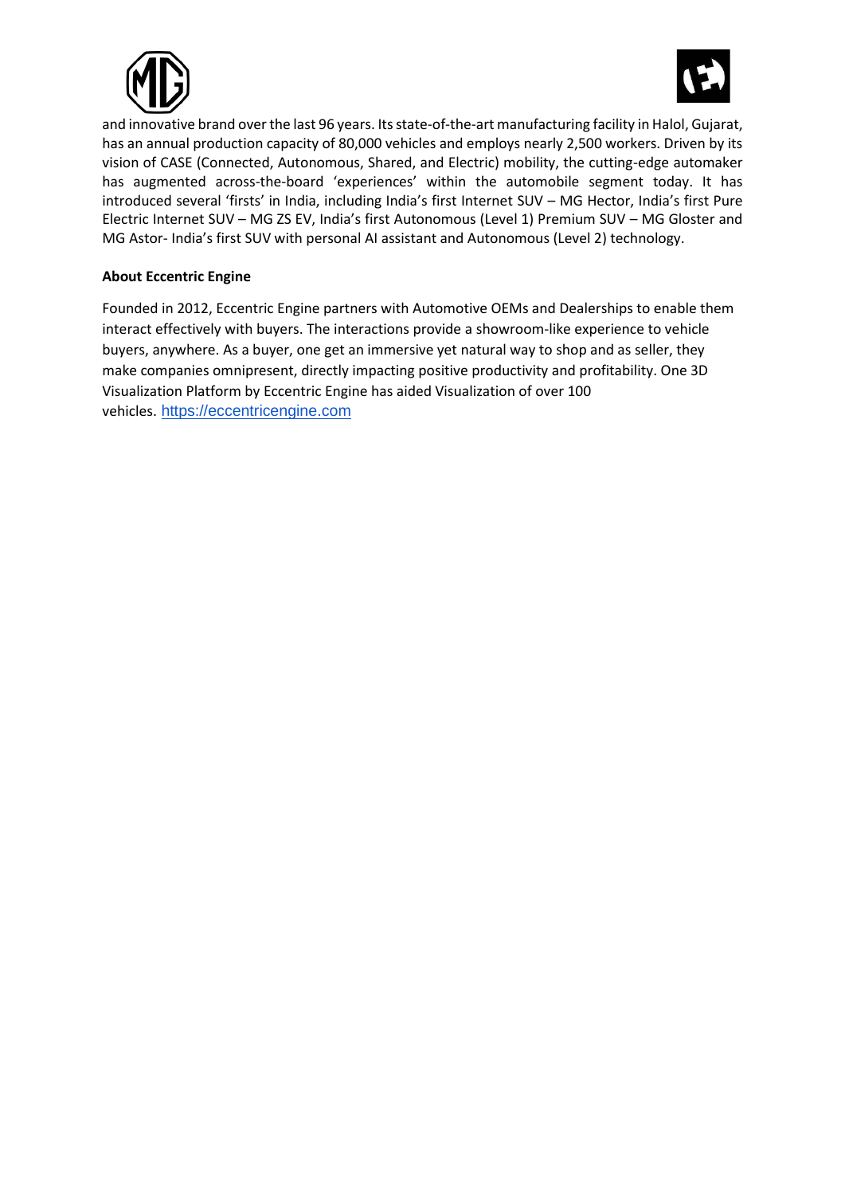and innovative brand over the last 96 years. Its state-of-the-art manufacturing facility in Halol, Gujarat, has an annual production capacity of 80,000 vehicles and employs nearly 2,500 workers. Driven by its vision of CASE (Connected, Autonomous, Shared, and Electric) mobility, the cutting-edge automaker has augmented across-the-board 'experiences' within the automobile segment today. It has introduced several 'firsts' in India, including India's first Internet SUV – MG Hector, India's first Pure Electric Internet SUV – MG ZS EV, India's first Autonomous (Level 1) Premium SUV – MG Gloster and MG Astor- India's first SUV with personal AI assistant and Autonomous (Level 2) technology.

**About Eccentric Engine**

Founded in 2012, Eccentric Engine partners with Automotive OEMs and Dealerships to enable them interact effectively with buyers. The interactions provide a showroom-like experience to vehicle buyers, anywhere. As a buyer, one get an immersive yet natural way to shop and as seller, they make companies omnipresent, directly impacting positive productivity and profitability. One 3D Visualization Platform by Eccentric Engine has aided Visualization of over 100 vehicles. https://eccentricengine.com